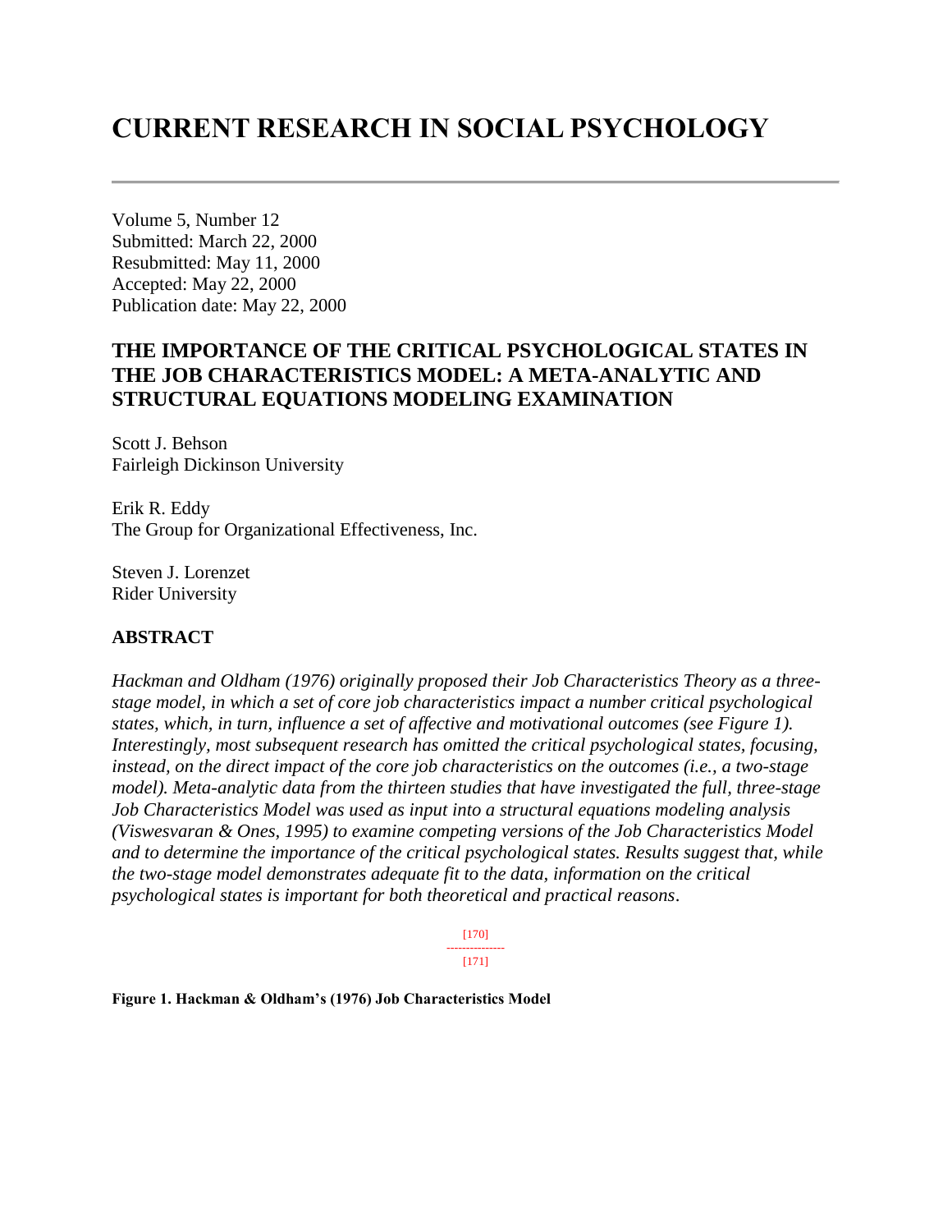# CURRENT RESEARCH IN SOCIAL PSYCHOLOGY

---

Volume 5, Number 12
Submitted: March 22, 2000
Resubmitted: May 11, 2000
Accepted: May 22, 2000
Publication date: May 22, 2000

## THE IMPORTANCE OF THE CRITICAL PSYCHOLOGICAL STATES IN THE JOB CHARACTERISTICS MODEL: A META-ANALYTIC AND STRUCTURAL EQUATIONS MODELING EXAMINATION

Scott J. Behson
Fairleigh Dickinson University

Erik R. Eddy
The Group for Organizational Effectiveness, Inc.

Steven J. Lorenzet
Rider University

### ABSTRACT

*Hackman and Oldham (1976) originally proposed their Job Characteristics Theory as a three-stage model, in which a set of core job characteristics impact a number critical psychological states, which, in turn, influence a set of affective and motivational outcomes (see Figure 1). Interestingly, most subsequent research has omitted the critical psychological states, focusing, instead, on the direct impact of the core job characteristics on the outcomes (i.e., a two-stage model). Meta-analytic data from the thirteen studies that have investigated the full, three-stage Job Characteristics Model was used as input into a structural equations modeling analysis (Viswesvaran & Ones, 1995) to examine competing versions of the Job Characteristics Model and to determine the importance of the critical psychological states. Results suggest that, while the two-stage model demonstrates adequate fit to the data, information on the critical psychological states is important for both theoretical and practical reasons*.

**Figure 1. Hackman & Oldham's (1976) Job Characteristics Model**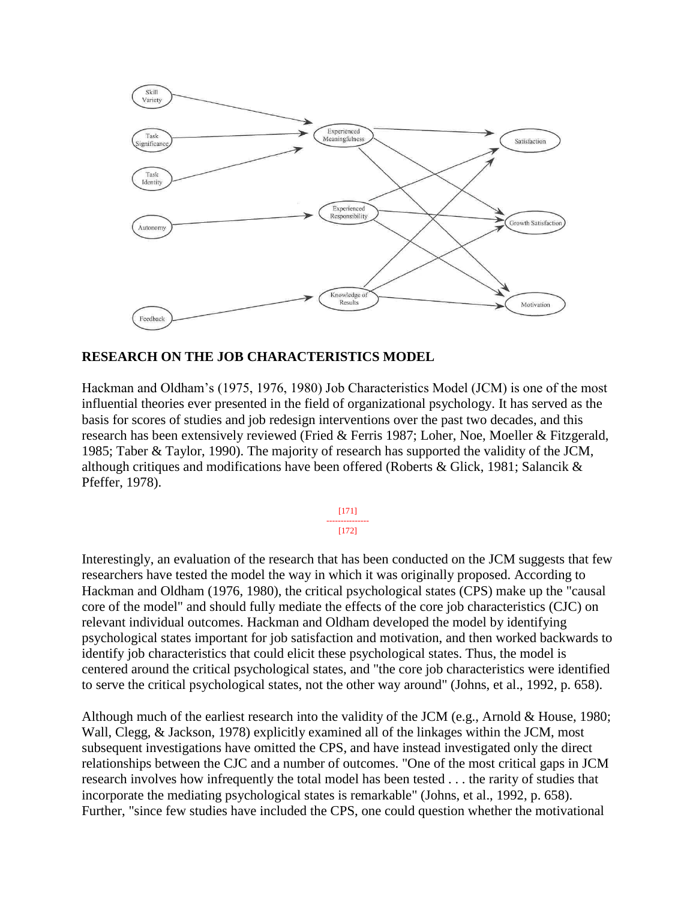## RESEARCH ON THE JOB CHARACTERISTICS MODEL

Hackman and Oldham's (1975, 1976, 1980) Job Characteristics Model (JCM) is one of the most influential theories ever presented in the field of organizational psychology. It has served as the basis for scores of studies and job redesign interventions over the past two decades, and this research has been extensively reviewed (Fried & Ferris 1987; Loher, Noe, Moeller & Fitzgerald, 1985; Taber & Taylor, 1990). The majority of research has supported the validity of the JCM, although critiques and modifications have been offered (Roberts & Glick, 1981; Salancik & Pfeffer, 1978).

Interestingly, an evaluation of the research that has been conducted on the JCM suggests that few researchers have tested the model the way in which it was originally proposed. According to Hackman and Oldham (1976, 1980), the critical psychological states (CPS) make up the "causal core of the model" and should fully mediate the effects of the core job characteristics (CJC) on relevant individual outcomes. Hackman and Oldham developed the model by identifying psychological states important for job satisfaction and motivation, and then worked backwards to identify job characteristics that could elicit these psychological states. Thus, the model is centered around the critical psychological states, and "the core job characteristics were identified to serve the critical psychological states, not the other way around" (Johns, et al., 1992, p. 658).

Although much of the earliest research into the validity of the JCM (e.g., Arnold & House, 1980; Wall, Clegg, & Jackson, 1978) explicitly examined all of the linkages within the JCM, most subsequent investigations have omitted the CPS, and have instead investigated only the direct relationships between the CJC and a number of outcomes. "One of the most critical gaps in JCM research involves how infrequently the total model has been tested . . . the rarity of studies that incorporate the mediating psychological states is remarkable" (Johns, et al., 1992, p. 658). Further, "since few studies have included the CPS, one could question whether the motivational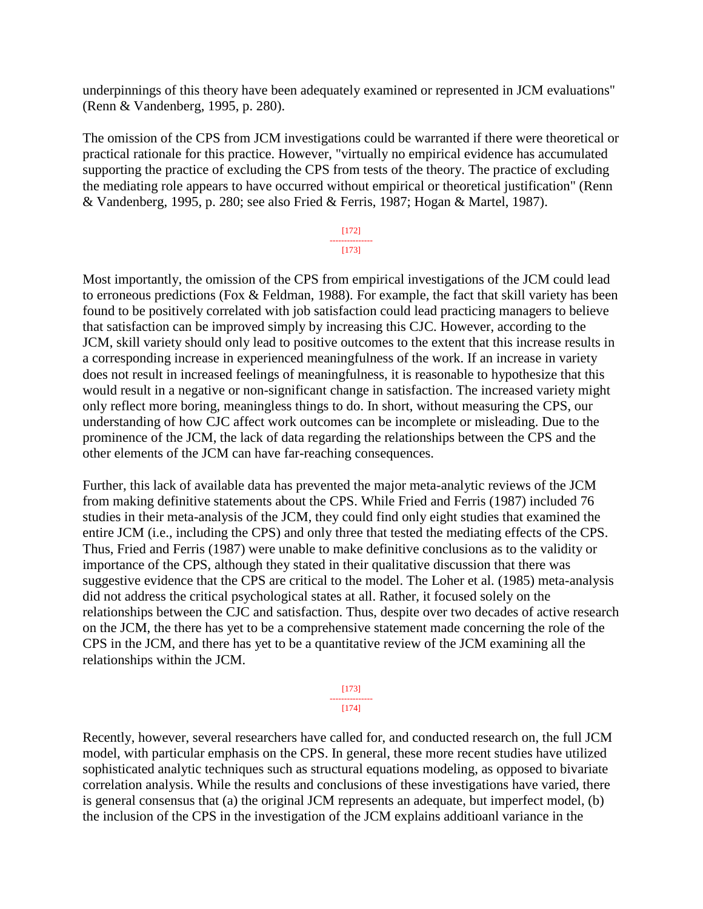underpinnings of this theory have been adequately examined or represented in JCM evaluations" (Renn & Vandenberg, 1995, p. 280).

The omission of the CPS from JCM investigations could be warranted if there were theoretical or practical rationale for this practice. However, "virtually no empirical evidence has accumulated supporting the practice of excluding the CPS from tests of the theory. The practice of excluding the mediating role appears to have occurred without empirical or theoretical justification" (Renn & Vandenberg, 1995, p. 280; see also Fried & Ferris, 1987; Hogan & Martel, 1987).

Most importantly, the omission of the CPS from empirical investigations of the JCM could lead to erroneous predictions (Fox & Feldman, 1988). For example, the fact that skill variety has been found to be positively correlated with job satisfaction could lead practicing managers to believe that satisfaction can be improved simply by increasing this CJC. However, according to the JCM, skill variety should only lead to positive outcomes to the extent that this increase results in a corresponding increase in experienced meaningfulness of the work. If an increase in variety does not result in increased feelings of meaningfulness, it is reasonable to hypothesize that this would result in a negative or non-significant change in satisfaction. The increased variety might only reflect more boring, meaningless things to do. In short, without measuring the CPS, our understanding of how CJC affect work outcomes can be incomplete or misleading. Due to the prominence of the JCM, the lack of data regarding the relationships between the CPS and the other elements of the JCM can have far-reaching consequences.

Further, this lack of available data has prevented the major meta-analytic reviews of the JCM from making definitive statements about the CPS. While Fried and Ferris (1987) included 76 studies in their meta-analysis of the JCM, they could find only eight studies that examined the entire JCM (i.e., including the CPS) and only three that tested the mediating effects of the CPS. Thus, Fried and Ferris (1987) were unable to make definitive conclusions as to the validity or importance of the CPS, although they stated in their qualitative discussion that there was suggestive evidence that the CPS are critical to the model. The Loher et al. (1985) meta-analysis did not address the critical psychological states at all. Rather, it focused solely on the relationships between the CJC and satisfaction. Thus, despite over two decades of active research on the JCM, the there has yet to be a comprehensive statement made concerning the role of the CPS in the JCM, and there has yet to be a quantitative review of the JCM examining all the relationships within the JCM.

Recently, however, several researchers have called for, and conducted research on, the full JCM model, with particular emphasis on the CPS. In general, these more recent studies have utilized sophisticated analytic techniques such as structural equations modeling, as opposed to bivariate correlation analysis. While the results and conclusions of these investigations have varied, there is general consensus that (a) the original JCM represents an adequate, but imperfect model, (b) the inclusion of the CPS in the investigation of the JCM explains additioanl variance in the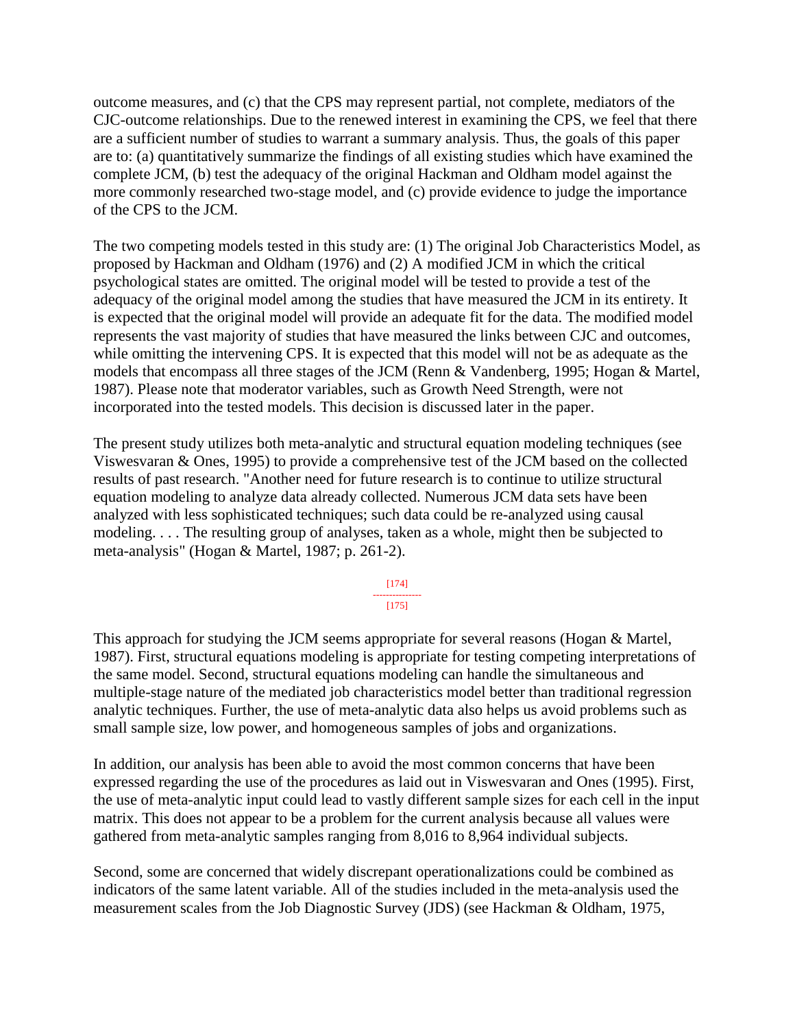outcome measures, and (c) that the CPS may represent partial, not complete, mediators of the CJC-outcome relationships. Due to the renewed interest in examining the CPS, we feel that there are a sufficient number of studies to warrant a summary analysis. Thus, the goals of this paper are to: (a) quantitatively summarize the findings of all existing studies which have examined the complete JCM, (b) test the adequacy of the original Hackman and Oldham model against the more commonly researched two-stage model, and (c) provide evidence to judge the importance of the CPS to the JCM.

The two competing models tested in this study are: (1) The original Job Characteristics Model, as proposed by Hackman and Oldham (1976) and (2) A modified JCM in which the critical psychological states are omitted. The original model will be tested to provide a test of the adequacy of the original model among the studies that have measured the JCM in its entirety. It is expected that the original model will provide an adequate fit for the data. The modified model represents the vast majority of studies that have measured the links between CJC and outcomes, while omitting the intervening CPS. It is expected that this model will not be as adequate as the models that encompass all three stages of the JCM (Renn & Vandenberg, 1995; Hogan & Martel, 1987). Please note that moderator variables, such as Growth Need Strength, were not incorporated into the tested models. This decision is discussed later in the paper.

The present study utilizes both meta-analytic and structural equation modeling techniques (see Viswesvaran & Ones, 1995) to provide a comprehensive test of the JCM based on the collected results of past research. "Another need for future research is to continue to utilize structural equation modeling to analyze data already collected. Numerous JCM data sets have been analyzed with less sophisticated techniques; such data could be re-analyzed using causal modeling. . . . The resulting group of analyses, taken as a whole, might then be subjected to meta-analysis" (Hogan & Martel, 1987; p. 261-2).

This approach for studying the JCM seems appropriate for several reasons (Hogan & Martel, 1987). First, structural equations modeling is appropriate for testing competing interpretations of the same model. Second, structural equations modeling can handle the simultaneous and multiple-stage nature of the mediated job characteristics model better than traditional regression analytic techniques. Further, the use of meta-analytic data also helps us avoid problems such as small sample size, low power, and homogeneous samples of jobs and organizations.

In addition, our analysis has been able to avoid the most common concerns that have been expressed regarding the use of the procedures as laid out in Viswesvaran and Ones (1995). First, the use of meta-analytic input could lead to vastly different sample sizes for each cell in the input matrix. This does not appear to be a problem for the current analysis because all values were gathered from meta-analytic samples ranging from 8,016 to 8,964 individual subjects.

Second, some are concerned that widely discrepant operationalizations could be combined as indicators of the same latent variable. All of the studies included in the meta-analysis used the measurement scales from the Job Diagnostic Survey (JDS) (see Hackman & Oldham, 1975,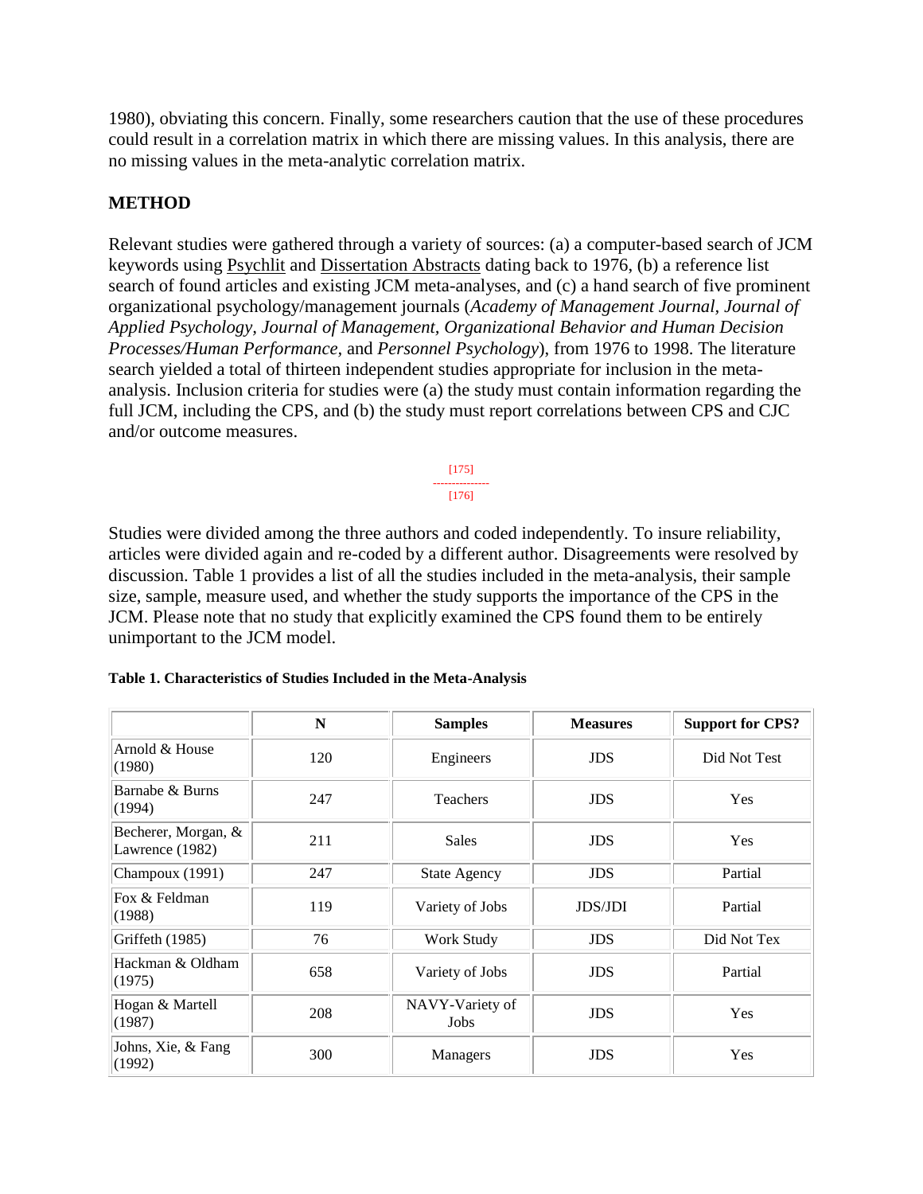1980), obviating this concern. Finally, some researchers caution that the use of these procedures could result in a correlation matrix in which there are missing values. In this analysis, there are no missing values in the meta-analytic correlation matrix.

## METHOD

Relevant studies were gathered through a variety of sources: (a) a computer-based search of JCM keywords using Psychlit and Dissertation Abstracts dating back to 1976, (b) a reference list search of found articles and existing JCM meta-analyses, and (c) a hand search of five prominent organizational psychology/management journals (*Academy of Management Journal*, *Journal of Applied Psychology*, *Journal of Management*, *Organizational Behavior and Human Decision Processes/Human Performance*, and *Personnel Psychology*), from 1976 to 1998. The literature search yielded a total of thirteen independent studies appropriate for inclusion in the meta-analysis. Inclusion criteria for studies were (a) the study must contain information regarding the full JCM, including the CPS, and (b) the study must report correlations between CPS and CJC and/or outcome measures.

[175]
---------------
[176]

Studies were divided among the three authors and coded independently. To insure reliability, articles were divided again and re-coded by a different author. Disagreements were resolved by discussion. Table 1 provides a list of all the studies included in the meta-analysis, their sample size, sample, measure used, and whether the study supports the importance of the CPS in the JCM. Please note that no study that explicitly examined the CPS found them to be entirely unimportant to the JCM model.

**Table 1. Characteristics of Studies Included in the Meta-Analysis**

| | N | Samples | Measures | Support for CPS? |
|---|---|---|---|---|
| Arnold & House (1980) | 120 | Engineers | JDS | Did Not Test |
| Barnabe & Burns (1994) | 247 | Teachers | JDS | Yes |
| Becherer, Morgan, & Lawrence (1982) | 211 | Sales | JDS | Yes |
| Champoux (1991) | 247 | State Agency | JDS | Partial |
| Fox & Feldman (1988) | 119 | Variety of Jobs | JDS/JDI | Partial |
| Griffeth (1985) | 76 | Work Study | JDS | Did Not Tex |
| Hackman & Oldham (1975) | 658 | Variety of Jobs | JDS | Partial |
| Hogan & Martell (1987) | 208 | NAVY-Variety of Jobs | JDS | Yes |
| Johns, Xie, & Fang (1992) | 300 | Managers | JDS | Yes |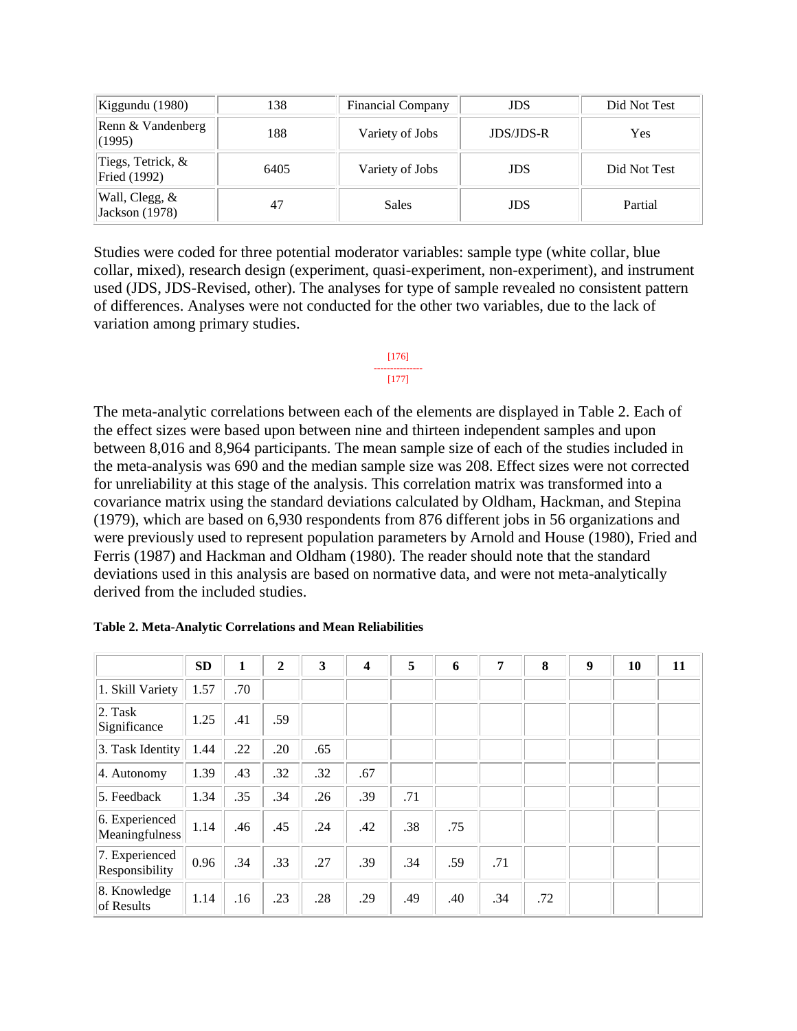| Kiggundu (1980) | 138 | Financial Company | JDS | Did Not Test |
|---|---|---|---|---|
| Renn & Vandenberg (1995) | 188 | Variety of Jobs | JDS/JDS-R | Yes |
| Tiegs, Tetrick, & Fried (1992) | 6405 | Variety of Jobs | JDS | Did Not Test |
| Wall, Clegg, & Jackson (1978) | 47 | Sales | JDS | Partial |

Studies were coded for three potential moderator variables: sample type (white collar, blue collar, mixed), research design (experiment, quasi-experiment, non-experiment), and instrument used (JDS, JDS-Revised, other). The analyses for type of sample revealed no consistent pattern of differences. Analyses were not conducted for the other two variables, due to the lack of variation among primary studies.

[176]
---------------
[177]

The meta-analytic correlations between each of the elements are displayed in Table 2. Each of the effect sizes were based upon between nine and thirteen independent samples and upon between 8,016 and 8,964 participants. The mean sample size of each of the studies included in the meta-analysis was 690 and the median sample size was 208. Effect sizes were not corrected for unreliability at this stage of the analysis. This correlation matrix was transformed into a covariance matrix using the standard deviations calculated by Oldham, Hackman, and Stepina (1979), which are based on 6,930 respondents from 876 different jobs in 56 organizations and were previously used to represent population parameters by Arnold and House (1980), Fried and Ferris (1987) and Hackman and Oldham (1980). The reader should note that the standard deviations used in this analysis are based on normative data, and were not meta-analytically derived from the included studies.

**Table 2. Meta-Analytic Correlations and Mean Reliabilities**

| | SD | 1 | 2 | 3 | 4 | 5 | 6 | 7 | 8 | 9 | 10 | 11 |
|---|---|---|---|---|---|---|---|---|---|---|---|---|
| 1. Skill Variety | 1.57 | .70 | | | | | | | | | | |
| 2. Task Significance | 1.25 | .41 | .59 | | | | | | | | | |
| 3. Task Identity | 1.44 | .22 | .20 | .65 | | | | | | | | |
| 4. Autonomy | 1.39 | .43 | .32 | .32 | .67 | | | | | | | |
| 5. Feedback | 1.34 | .35 | .34 | .26 | .39 | .71 | | | | | | |
| 6. Experienced Meaningfulness | 1.14 | .46 | .45 | .24 | .42 | .38 | .75 | | | | | |
| 7. Experienced Responsibility | 0.96 | .34 | .33 | .27 | .39 | .34 | .59 | .71 | | | | |
| 8. Knowledge of Results | 1.14 | .16 | .23 | .28 | .29 | .49 | .40 | .34 | .72 | | | |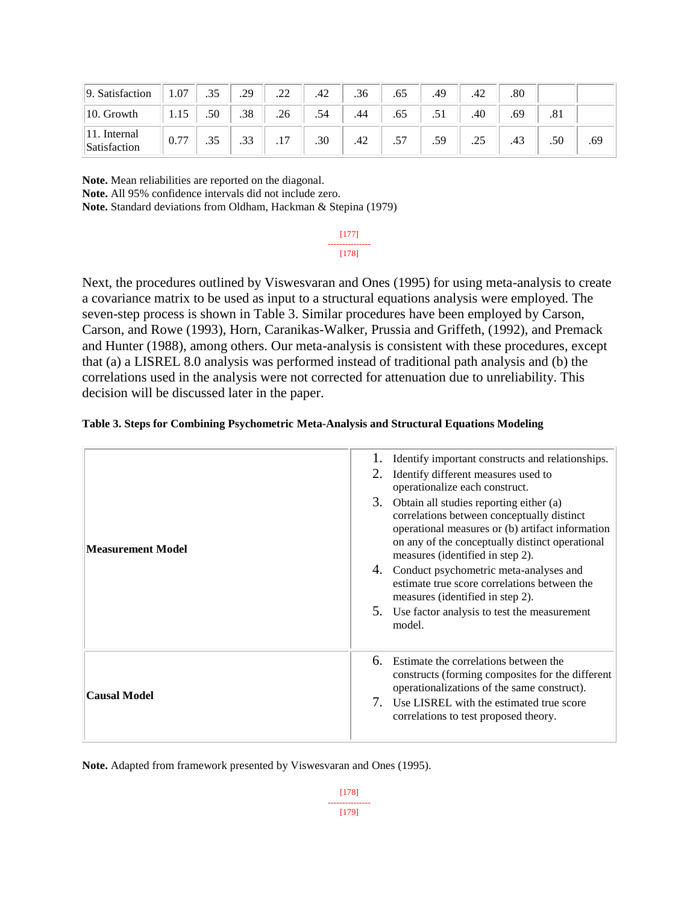| 9. Satisfaction | 1.07 | .35 | .29 | .22 | .42 | .36 | .65 | .49 | .42 | .80 | | |
|---|---|---|---|---|---|---|---|---|---|---|---|---|
| 10. Growth | 1.15 | .50 | .38 | .26 | .54 | .44 | .65 | .51 | .40 | .69 | .81 | |
| 11. Internal Satisfaction | 0.77 | .35 | .33 | .17 | .30 | .42 | .57 | .59 | .25 | .43 | .50 | .69 |

**Note.** Mean reliabilities are reported on the diagonal.
**Note.** All 95% confidence intervals did not include zero.
**Note.** Standard deviations from Oldham, Hackman & Stepina (1979)

Next, the procedures outlined by Viswesvaran and Ones (1995) for using meta-analysis to create a covariance matrix to be used as input to a structural equations analysis were employed. The seven-step process is shown in Table 3. Similar procedures have been employed by Carson, Carson, and Rowe (1993), Horn, Caranikas-Walker, Prussia and Griffeth, (1992), and Premack and Hunter (1988), among others. Our meta-analysis is consistent with these procedures, except that (a) a LISREL 8.0 analysis was performed instead of traditional path analysis and (b) the correlations used in the analysis were not corrected for attenuation due to unreliability. This decision will be discussed later in the paper.

**Table 3. Steps for Combining Psychometric Meta-Analysis and Structural Equations Modeling**

| | |
|---|---|
| **Measurement Model** | 1. Identify important constructs and relationships. 2. Identify different measures used to operationalize each construct. 3. Obtain all studies reporting either (a) correlations between conceptually distinct operational measures or (b) artifact information on any of the conceptually distinct operational measures (identified in step 2). 4. Conduct psychometric meta-analyses and estimate true score correlations between the measures (identified in step 2). 5. Use factor analysis to test the measurement model. |
| **Causal Model** | 6. Estimate the correlations between the constructs (forming composites for the different operationalizations of the same construct). 7. Use LISREL with the estimated true score correlations to test proposed theory. |

**Note.** Adapted from framework presented by Viswesvaran and Ones (1995).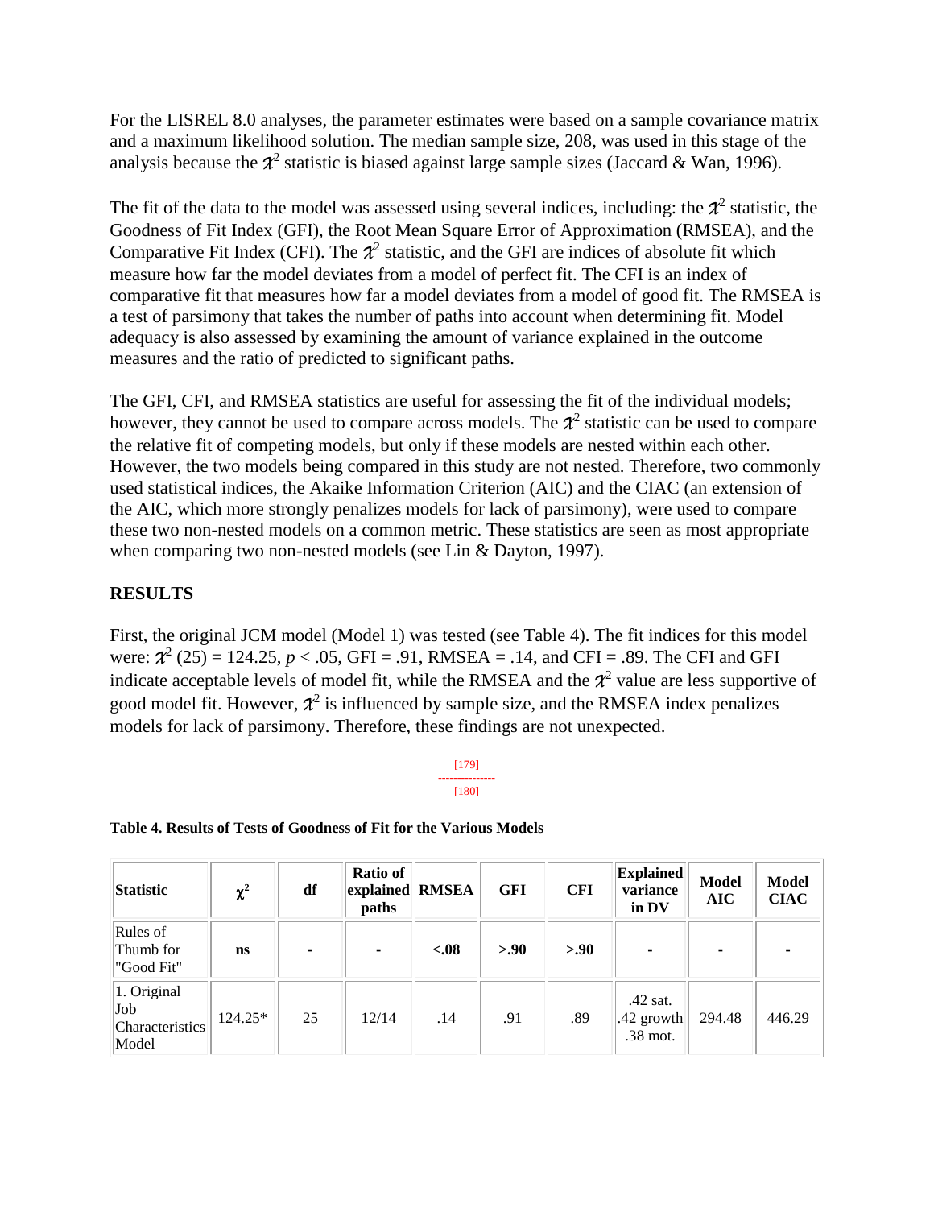For the LISREL 8.0 analyses, the parameter estimates were based on a sample covariance matrix and a maximum likelihood solution. The median sample size, 208, was used in this stage of the analysis because the $\chi^2$ statistic is biased against large sample sizes (Jaccard & Wan, 1996).

The fit of the data to the model was assessed using several indices, including: the $\chi^2$ statistic, the Goodness of Fit Index (GFI), the Root Mean Square Error of Approximation (RMSEA), and the Comparative Fit Index (CFI). The $\chi^2$ statistic, and the GFI are indices of absolute fit which measure how far the model deviates from a model of perfect fit. The CFI is an index of comparative fit that measures how far a model deviates from a model of good fit. The RMSEA is a test of parsimony that takes the number of paths into account when determining fit. Model adequacy is also assessed by examining the amount of variance explained in the outcome measures and the ratio of predicted to significant paths.

The GFI, CFI, and RMSEA statistics are useful for assessing the fit of the individual models; however, they cannot be used to compare across models. The $\chi^2$ statistic can be used to compare the relative fit of competing models, but only if these models are nested within each other. However, the two models being compared in this study are not nested. Therefore, two commonly used statistical indices, the Akaike Information Criterion (AIC) and the CIAC (an extension of the AIC, which more strongly penalizes models for lack of parsimony), were used to compare these two non-nested models on a common metric. These statistics are seen as most appropriate when comparing two non-nested models (see Lin & Dayton, 1997).

## RESULTS

First, the original JCM model (Model 1) was tested (see Table 4). The fit indices for this model were: $\chi^2$ (25) = 124.25, $p < .05$, GFI = .91, RMSEA = .14, and CFI = .89. The CFI and GFI indicate acceptable levels of model fit, while the RMSEA and the $\chi^2$ value are less supportive of good model fit. However, $\chi^2$ is influenced by sample size, and the RMSEA index penalizes models for lack of parsimony. Therefore, these findings are not unexpected.

**Table 4. Results of Tests of Goodness of Fit for the Various Models**

| Statistic | $\chi^2$ | df | Ratio of explained paths | RMSEA | GFI | CFI | Explained variance in DV | Model AIC | Model CIAC |
|---|---|---|---|---|---|---|---|---|---|
| Rules of Thumb for "Good Fit" | **ns** | **-** | **-** | **<.08** | **>.90** | **>.90** | **-** | **-** | **-** |
| 1. Original Job Characteristics Model | 124.25* | 25 | 12/14 | .14 | .91 | .89 | .42 sat.<br>.42 growth<br>.38 mot. | 294.48 | 446.29 |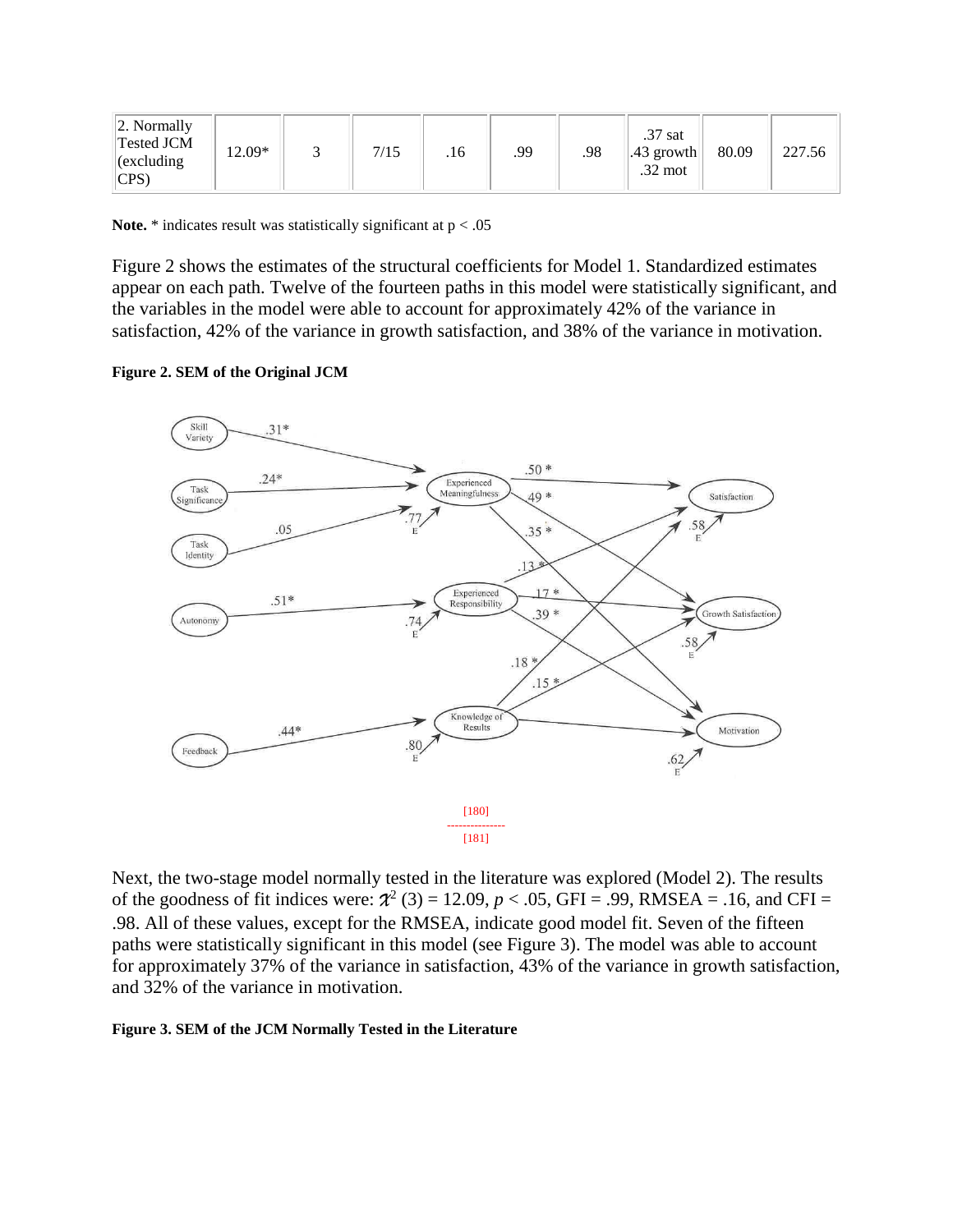| 2. Normally Tested JCM (excluding CPS) | 12.09* | 3 | 7/15 | .16 | .99 | .98 | .37 sat .43 growth .32 mot | 80.09 | 227.56 |
|---|---|---|---|---|---|---|---|---|---|

**Note.** * indicates result was statistically significant at p < .05

Figure 2 shows the estimates of the structural coefficients for Model 1. Standardized estimates appear on each path. Twelve of the fourteen paths in this model were statistically significant, and the variables in the model were able to account for approximately 42% of the variance in satisfaction, 42% of the variance in growth satisfaction, and 38% of the variance in motivation.

**Figure 2. SEM of the Original JCM**

Next, the two-stage model normally tested in the literature was explored (Model 2). The results of the goodness of fit indices were: $\chi^2$ (3) = 12.09, $p < .05$, GFI = .99, RMSEA = .16, and CFI = .98. All of these values, except for the RMSEA, indicate good model fit. Seven of the fifteen paths were statistically significant in this model (see Figure 3). The model was able to account for approximately 37% of the variance in satisfaction, 43% of the variance in growth satisfaction, and 32% of the variance in motivation.

**Figure 3. SEM of the JCM Normally Tested in the Literature**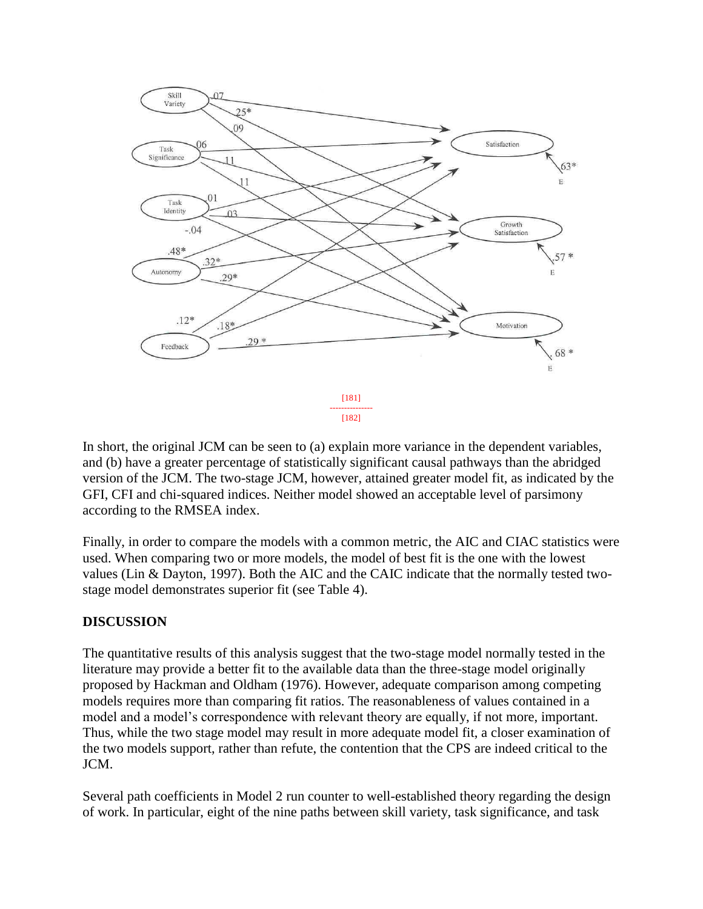[181]

[182]

In short, the original JCM can be seen to (a) explain more variance in the dependent variables, and (b) have a greater percentage of statistically significant causal pathways than the abridged version of the JCM. The two-stage JCM, however, attained greater model fit, as indicated by the GFI, CFI and chi-squared indices. Neither model showed an acceptable level of parsimony according to the RMSEA index.

Finally, in order to compare the models with a common metric, the AIC and CIAC statistics were used. When comparing two or more models, the model of best fit is the one with the lowest values (Lin & Dayton, 1997). Both the AIC and the CAIC indicate that the normally tested two-stage model demonstrates superior fit (see Table 4).

## DISCUSSION

The quantitative results of this analysis suggest that the two-stage model normally tested in the literature may provide a better fit to the available data than the three-stage model originally proposed by Hackman and Oldham (1976). However, adequate comparison among competing models requires more than comparing fit ratios. The reasonableness of values contained in a model and a model's correspondence with relevant theory are equally, if not more, important. Thus, while the two stage model may result in more adequate model fit, a closer examination of the two models support, rather than refute, the contention that the CPS are indeed critical to the JCM.

Several path coefficients in Model 2 run counter to well-established theory regarding the design of work. In particular, eight of the nine paths between skill variety, task significance, and task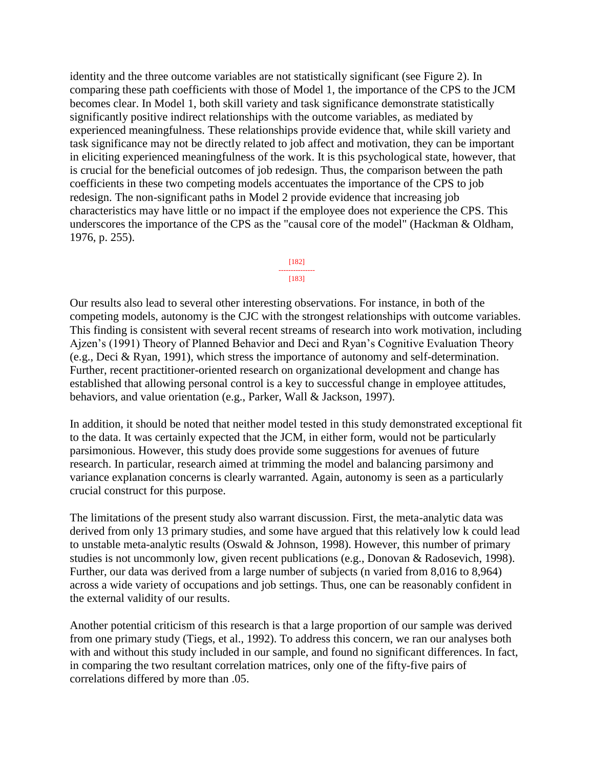identity and the three outcome variables are not statistically significant (see Figure 2). In comparing these path coefficients with those of Model 1, the importance of the CPS to the JCM becomes clear. In Model 1, both skill variety and task significance demonstrate statistically significantly positive indirect relationships with the outcome variables, as mediated by experienced meaningfulness. These relationships provide evidence that, while skill variety and task significance may not be directly related to job affect and motivation, they can be important in eliciting experienced meaningfulness of the work. It is this psychological state, however, that is crucial for the beneficial outcomes of job redesign. Thus, the comparison between the path coefficients in these two competing models accentuates the importance of the CPS to job redesign. The non-significant paths in Model 2 provide evidence that increasing job characteristics may have little or no impact if the employee does not experience the CPS. This underscores the importance of the CPS as the "causal core of the model" (Hackman & Oldham, 1976, p. 255).

[182]
---------------
[183]

Our results also lead to several other interesting observations. For instance, in both of the competing models, autonomy is the CJC with the strongest relationships with outcome variables. This finding is consistent with several recent streams of research into work motivation, including Ajzen's (1991) Theory of Planned Behavior and Deci and Ryan's Cognitive Evaluation Theory (e.g., Deci & Ryan, 1991), which stress the importance of autonomy and self-determination. Further, recent practitioner-oriented research on organizational development and change has established that allowing personal control is a key to successful change in employee attitudes, behaviors, and value orientation (e.g., Parker, Wall & Jackson, 1997).

In addition, it should be noted that neither model tested in this study demonstrated exceptional fit to the data. It was certainly expected that the JCM, in either form, would not be particularly parsimonious. However, this study does provide some suggestions for avenues of future research. In particular, research aimed at trimming the model and balancing parsimony and variance explanation concerns is clearly warranted. Again, autonomy is seen as a particularly crucial construct for this purpose.

The limitations of the present study also warrant discussion. First, the meta-analytic data was derived from only 13 primary studies, and some have argued that this relatively low k could lead to unstable meta-analytic results (Oswald & Johnson, 1998). However, this number of primary studies is not uncommonly low, given recent publications (e.g., Donovan & Radosevich, 1998). Further, our data was derived from a large number of subjects (n varied from 8,016 to 8,964) across a wide variety of occupations and job settings. Thus, one can be reasonably confident in the external validity of our results.

Another potential criticism of this research is that a large proportion of our sample was derived from one primary study (Tiegs, et al., 1992). To address this concern, we ran our analyses both with and without this study included in our sample, and found no significant differences. In fact, in comparing the two resultant correlation matrices, only one of the fifty-five pairs of correlations differed by more than .05.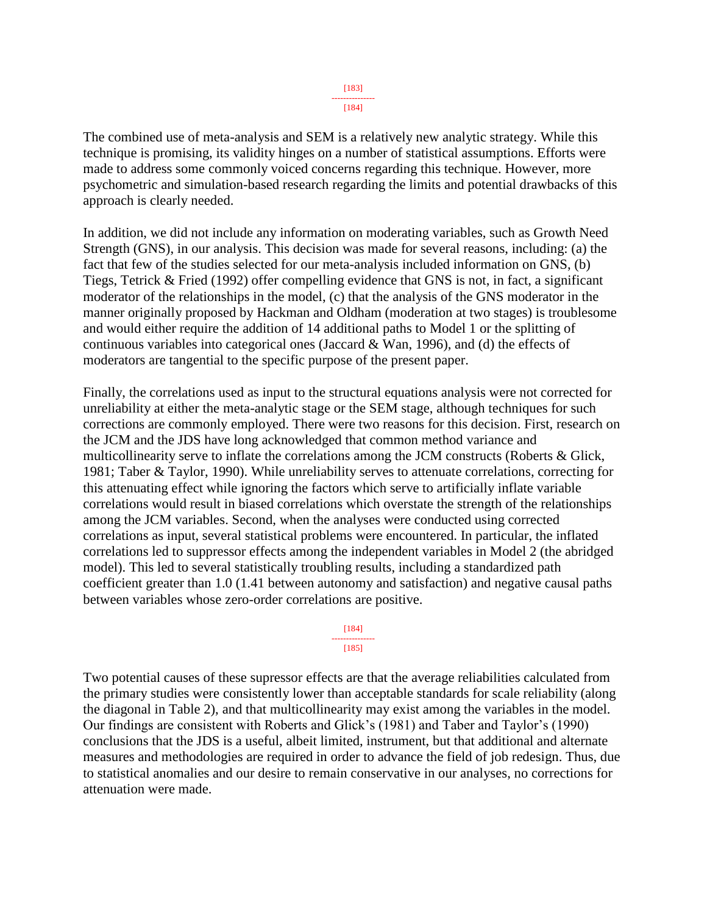The combined use of meta-analysis and SEM is a relatively new analytic strategy. While this technique is promising, its validity hinges on a number of statistical assumptions. Efforts were made to address some commonly voiced concerns regarding this technique. However, more psychometric and simulation-based research regarding the limits and potential drawbacks of this approach is clearly needed.

In addition, we did not include any information on moderating variables, such as Growth Need Strength (GNS), in our analysis. This decision was made for several reasons, including: (a) the fact that few of the studies selected for our meta-analysis included information on GNS, (b) Tiegs, Tetrick & Fried (1992) offer compelling evidence that GNS is not, in fact, a significant moderator of the relationships in the model, (c) that the analysis of the GNS moderator in the manner originally proposed by Hackman and Oldham (moderation at two stages) is troublesome and would either require the addition of 14 additional paths to Model 1 or the splitting of continuous variables into categorical ones (Jaccard & Wan, 1996), and (d) the effects of moderators are tangential to the specific purpose of the present paper.

Finally, the correlations used as input to the structural equations analysis were not corrected for unreliability at either the meta-analytic stage or the SEM stage, although techniques for such corrections are commonly employed. There were two reasons for this decision. First, research on the JCM and the JDS have long acknowledged that common method variance and multicollinearity serve to inflate the correlations among the JCM constructs (Roberts & Glick, 1981; Taber & Taylor, 1990). While unreliability serves to attenuate correlations, correcting for this attenuating effect while ignoring the factors which serve to artificially inflate variable correlations would result in biased correlations which overstate the strength of the relationships among the JCM variables. Second, when the analyses were conducted using corrected correlations as input, several statistical problems were encountered. In particular, the inflated correlations led to suppressor effects among the independent variables in Model 2 (the abridged model). This led to several statistically troubling results, including a standardized path coefficient greater than 1.0 (1.41 between autonomy and satisfaction) and negative causal paths between variables whose zero-order correlations are positive.

Two potential causes of these supressor effects are that the average reliabilities calculated from the primary studies were consistently lower than acceptable standards for scale reliability (along the diagonal in Table 2), and that multicollinearity may exist among the variables in the model. Our findings are consistent with Roberts and Glick's (1981) and Taber and Taylor's (1990) conclusions that the JDS is a useful, albeit limited, instrument, but that additional and alternate measures and methodologies are required in order to advance the field of job redesign. Thus, due to statistical anomalies and our desire to remain conservative in our analyses, no corrections for attenuation were made.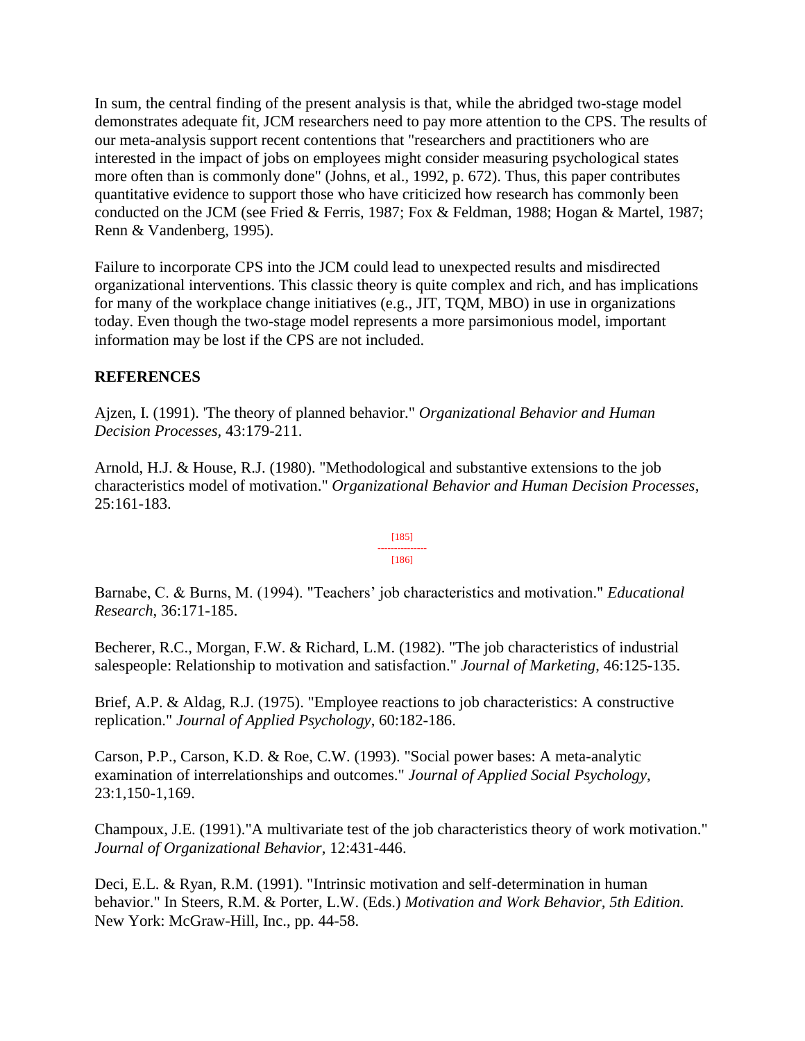In sum, the central finding of the present analysis is that, while the abridged two-stage model demonstrates adequate fit, JCM researchers need to pay more attention to the CPS. The results of our meta-analysis support recent contentions that "researchers and practitioners who are interested in the impact of jobs on employees might consider measuring psychological states more often than is commonly done" (Johns, et al., 1992, p. 672). Thus, this paper contributes quantitative evidence to support those who have criticized how research has commonly been conducted on the JCM (see Fried & Ferris, 1987; Fox & Feldman, 1988; Hogan & Martel, 1987; Renn & Vandenberg, 1995).

Failure to incorporate CPS into the JCM could lead to unexpected results and misdirected organizational interventions. This classic theory is quite complex and rich, and has implications for many of the workplace change initiatives (e.g., JIT, TQM, MBO) in use in organizations today. Even though the two-stage model represents a more parsimonious model, important information may be lost if the CPS are not included.

## REFERENCES

Ajzen, I. (1991). 'The theory of planned behavior." *Organizational Behavior and Human Decision Processes*, 43:179-211.

Arnold, H.J. & House, R.J. (1980). "Methodological and substantive extensions to the job characteristics model of motivation." *Organizational Behavior and Human Decision Processes*, 25:161-183.

Barnabe, C. & Burns, M. (1994). "Teachers' job characteristics and motivation." *Educational Research*, 36:171-185.

Becherer, R.C., Morgan, F.W. & Richard, L.M. (1982). "The job characteristics of industrial salespeople: Relationship to motivation and satisfaction." *Journal of Marketing*, 46:125-135.

Brief, A.P. & Aldag, R.J. (1975). "Employee reactions to job characteristics: A constructive replication." *Journal of Applied Psychology*, 60:182-186.

Carson, P.P., Carson, K.D. & Roe, C.W. (1993). "Social power bases: A meta-analytic examination of interrelationships and outcomes." *Journal of Applied Social Psychology*, 23:1,150-1,169.

Champoux, J.E. (1991)."A multivariate test of the job characteristics theory of work motivation." *Journal of Organizational Behavior*, 12:431-446.

Deci, E.L. & Ryan, R.M. (1991). "Intrinsic motivation and self-determination in human behavior." In Steers, R.M. & Porter, L.W. (Eds.) *Motivation and Work Behavior, 5th Edition.* New York: McGraw-Hill, Inc., pp. 44-58.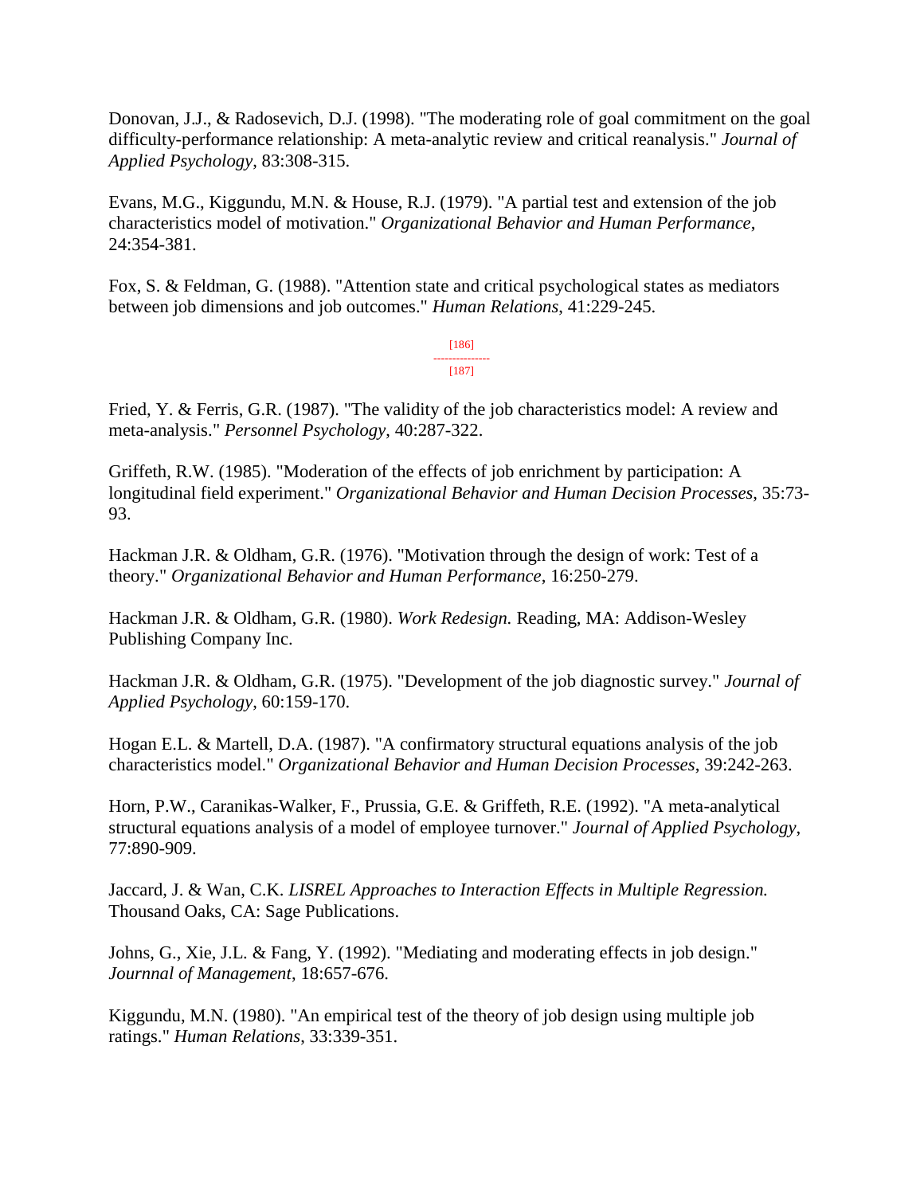Donovan, J.J., & Radosevich, D.J. (1998). "The moderating role of goal commitment on the goal difficulty-performance relationship: A meta-analytic review and critical reanalysis." *Journal of Applied Psychology*, 83:308-315.

Evans, M.G., Kiggundu, M.N. & House, R.J. (1979). "A partial test and extension of the job characteristics model of motivation." *Organizational Behavior and Human Performance*, 24:354-381.

Fox, S. & Feldman, G. (1988). "Attention state and critical psychological states as mediators between job dimensions and job outcomes." *Human Relations*, 41:229-245.

Fried, Y. & Ferris, G.R. (1987). "The validity of the job characteristics model: A review and meta-analysis." *Personnel Psychology*, 40:287-322.

Griffeth, R.W. (1985). "Moderation of the effects of job enrichment by participation: A longitudinal field experiment." *Organizational Behavior and Human Decision Processes*, 35:73-93.

Hackman J.R. & Oldham, G.R. (1976). "Motivation through the design of work: Test of a theory." *Organizational Behavior and Human Performance*, 16:250-279.

Hackman J.R. & Oldham, G.R. (1980). *Work Redesign.* Reading, MA: Addison-Wesley Publishing Company Inc.

Hackman J.R. & Oldham, G.R. (1975). "Development of the job diagnostic survey." *Journal of Applied Psychology*, 60:159-170.

Hogan E.L. & Martell, D.A. (1987). "A confirmatory structural equations analysis of the job characteristics model." *Organizational Behavior and Human Decision Processes*, 39:242-263.

Horn, P.W., Caranikas-Walker, F., Prussia, G.E. & Griffeth, R.E. (1992). "A meta-analytical structural equations analysis of a model of employee turnover." *Journal of Applied Psychology*, 77:890-909.

Jaccard, J. & Wan, C.K. *LISREL Approaches to Interaction Effects in Multiple Regression.* Thousand Oaks, CA: Sage Publications.

Johns, G., Xie, J.L. & Fang, Y. (1992). "Mediating and moderating effects in job design." *Journnal of Management*, 18:657-676.

Kiggundu, M.N. (1980). "An empirical test of the theory of job design using multiple job ratings." *Human Relations*, 33:339-351.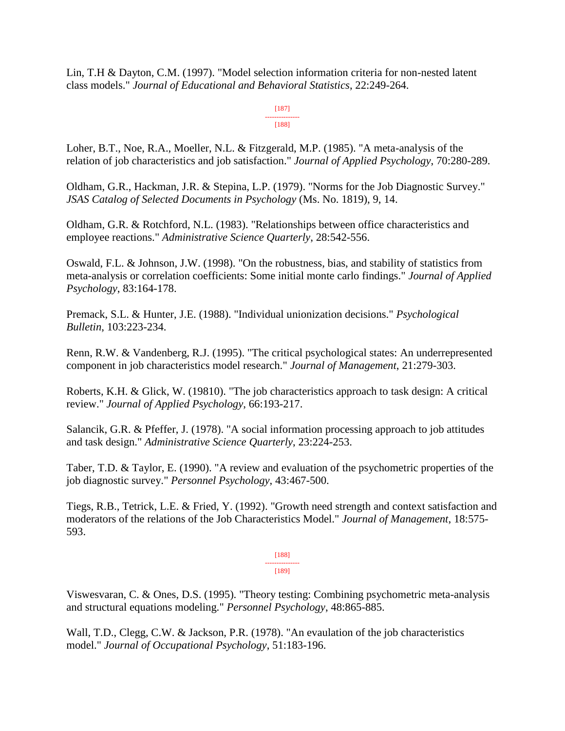Lin, T.H & Dayton, C.M. (1997). "Model selection information criteria for non-nested latent class models." *Journal of Educational and Behavioral Statistics*, 22:249-264.

Loher, B.T., Noe, R.A., Moeller, N.L. & Fitzgerald, M.P. (1985). "A meta-analysis of the relation of job characteristics and job satisfaction." *Journal of Applied Psychology*, 70:280-289.

Oldham, G.R., Hackman, J.R. & Stepina, L.P. (1979). "Norms for the Job Diagnostic Survey." *JSAS Catalog of Selected Documents in Psychology* (Ms. No. 1819), 9, 14.

Oldham, G.R. & Rotchford, N.L. (1983). "Relationships between office characteristics and employee reactions." *Administrative Science Quarterly*, 28:542-556.

Oswald, F.L. & Johnson, J.W. (1998). "On the robustness, bias, and stability of statistics from meta-analysis or correlation coefficients: Some initial monte carlo findings." *Journal of Applied Psychology*, 83:164-178.

Premack, S.L. & Hunter, J.E. (1988). "Individual unionization decisions." *Psychological Bulletin*, 103:223-234.

Renn, R.W. & Vandenberg, R.J. (1995). "The critical psychological states: An underrepresented component in job characteristics model research." *Journal of Management*, 21:279-303.

Roberts, K.H. & Glick, W. (19810). "The job characteristics approach to task design: A critical review." *Journal of Applied Psychology*, 66:193-217.

Salancik, G.R. & Pfeffer, J. (1978). "A social information processing approach to job attitudes and task design." *Administrative Science Quarterly*, 23:224-253.

Taber, T.D. & Taylor, E. (1990). "A review and evaluation of the psychometric properties of the job diagnostic survey." *Personnel Psychology*, 43:467-500.

Tiegs, R.B., Tetrick, L.E. & Fried, Y. (1992). "Growth need strength and context satisfaction and moderators of the relations of the Job Characteristics Model." *Journal of Management*, 18:575-593.

Viswesvaran, C. & Ones, D.S. (1995). "Theory testing: Combining psychometric meta-analysis and structural equations modeling." *Personnel Psychology*, 48:865-885.

Wall, T.D., Clegg, C.W. & Jackson, P.R. (1978). "An evaulation of the job characteristics model." *Journal of Occupational Psychology*, 51:183-196.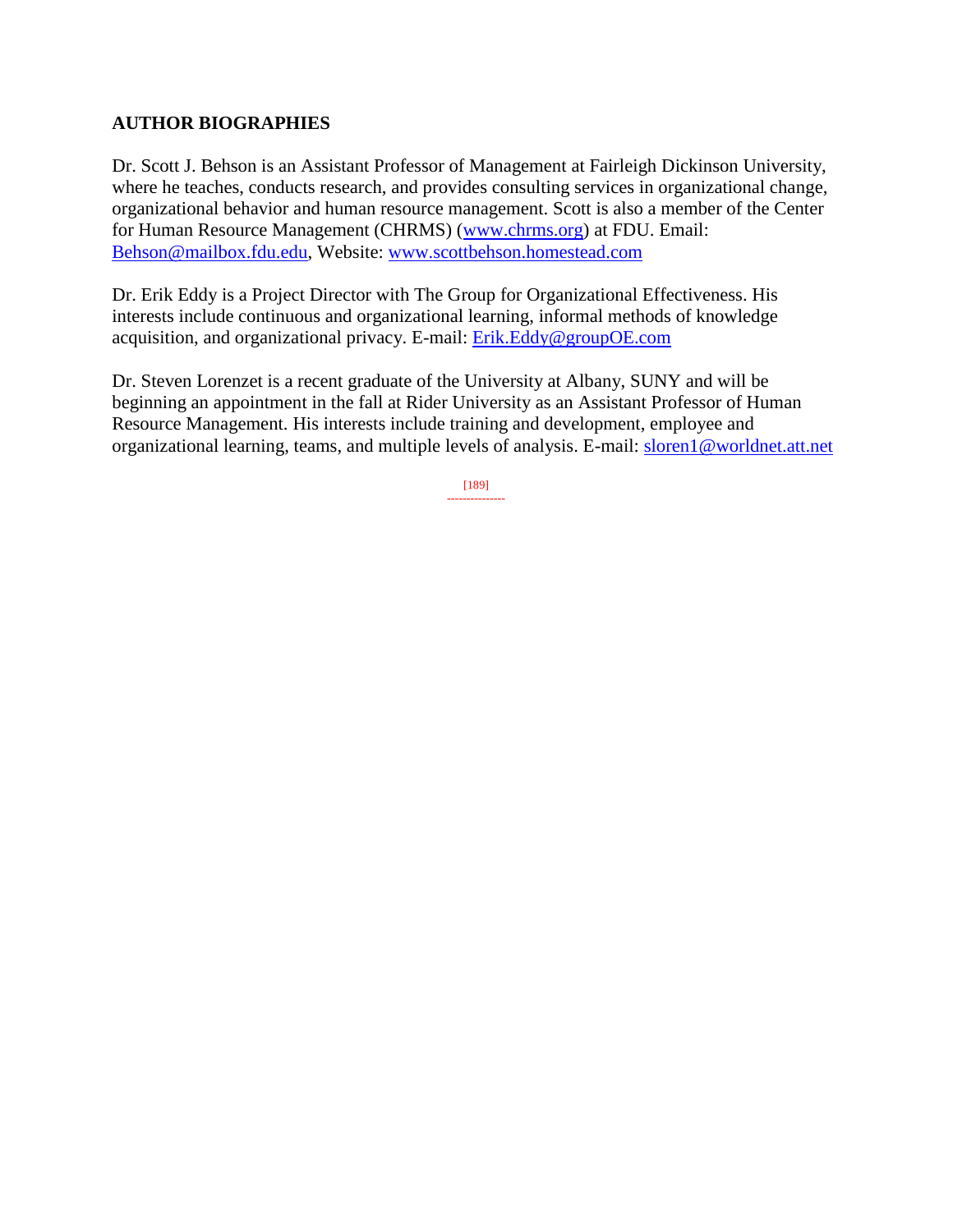## AUTHOR BIOGRAPHIES

Dr. Scott J. Behson is an Assistant Professor of Management at Fairleigh Dickinson University, where he teaches, conducts research, and provides consulting services in organizational change, organizational behavior and human resource management. Scott is also a member of the Center for Human Resource Management (CHRMS) (www.chrms.org) at FDU. Email: Behson@mailbox.fdu.edu, Website: www.scottbehson.homestead.com

Dr. Erik Eddy is a Project Director with The Group for Organizational Effectiveness. His interests include continuous and organizational learning, informal methods of knowledge acquisition, and organizational privacy. E-mail: Erik.Eddy@groupOE.com

Dr. Steven Lorenzet is a recent graduate of the University at Albany, SUNY and will be beginning an appointment in the fall at Rider University as an Assistant Professor of Human Resource Management. His interests include training and development, employee and organizational learning, teams, and multiple levels of analysis. E-mail: sloren1@worldnet.att.net